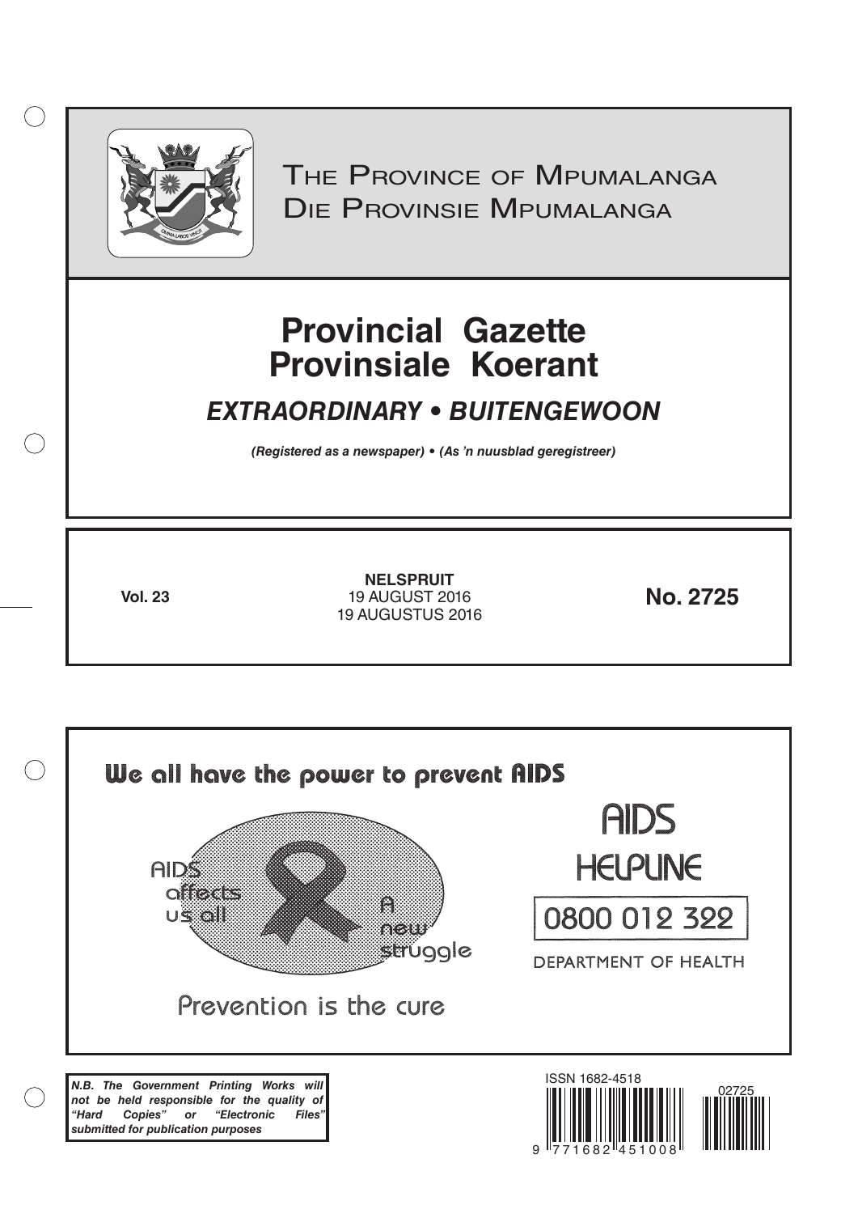THE PROVINCE OF MPUMALANGA
DIE PROVINSIE MPUMALANGA

# Provincial Gazette
# Provinsiale Koerant

## *EXTRAORDINARY • BUITENGEWOON*

***(Registered as a newspaper) • (As 'n nuusblad geregistreer)***

**Vol. 23**

**NELSPRUIT**
19 AUGUST 2016
19 AUGUSTUS 2016

**No. 2725**

We all have the power to prevent AIDS

AIDS affects us all

A new struggle

Prevention is the cure

AIDS HELPLINE

0800 012 322

DEPARTMENT OF HEALTH

***N.B. The Government Printing Works will not be held responsible for the quality of "Hard Copies" or "Electronic Files" submitted for publication purposes***

ISSN 1682-4518

02725

9 771682 451008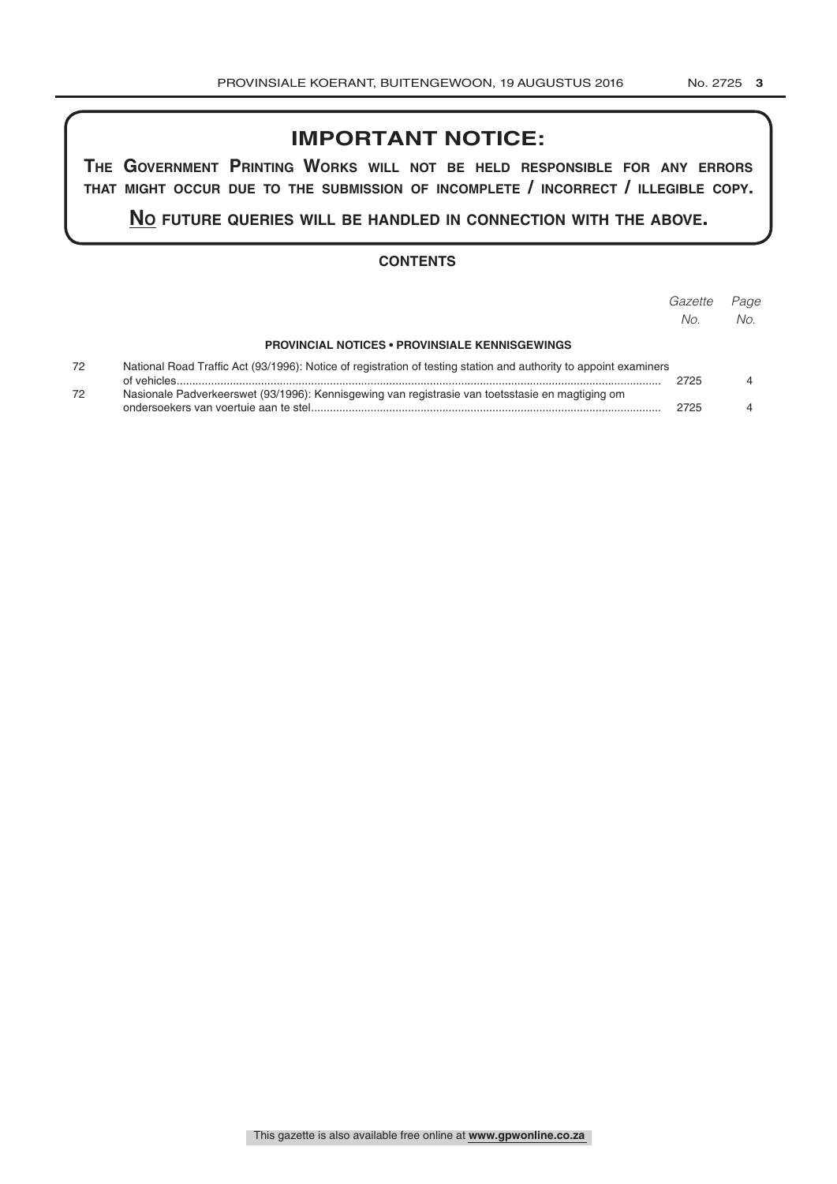## IMPORTANT NOTICE:

**THE GOVERNMENT PRINTING WORKS WILL NOT BE HELD RESPONSIBLE FOR ANY ERRORS THAT MIGHT OCCUR DUE TO THE SUBMISSION OF INCOMPLETE / INCORRECT / ILLEGIBLE COPY.**

**NO FUTURE QUERIES WILL BE HANDLED IN CONNECTION WITH THE ABOVE.**

### CONTENTS

| | | *Gazette No.* | *Page No.* |
|---|---|---|---|
| | **PROVINCIAL NOTICES • PROVINSIALE KENNISGEWINGS** | | |
| 72 | National Road Traffic Act (93/1996): Notice of registration of testing station and authority to appoint examiners of vehicles | 2725 | 4 |
| 72 | Nasionale Padverkeerswet (93/1996): Kennisgewing van registrasie van toetsstasie en magtiging om ondersoekers van voertuie aan te stel | 2725 | 4 |

This gazette is also available free online at **www.gpwonline.co.za**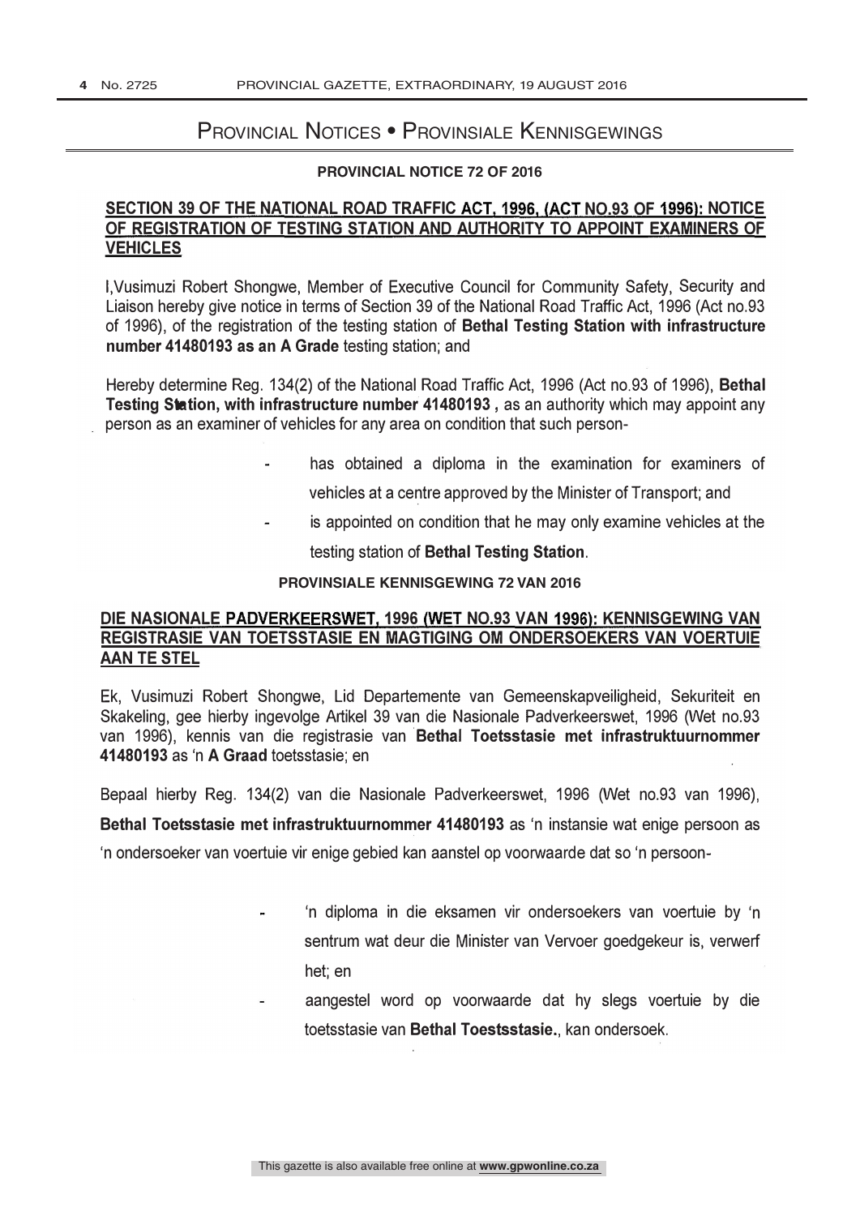# Provincial Notices • Provinsiale Kennisgewings

**PROVINCIAL NOTICE 72 OF 2016**

## SECTION 39 OF THE NATIONAL ROAD TRAFFIC ACT, 1996, (ACT NO.93 OF 1996): NOTICE OF REGISTRATION OF TESTING STATION AND AUTHORITY TO APPOINT EXAMINERS OF VEHICLES

I,Vusimuzi Robert Shongwe, Member of Executive Council for Community Safety, Security and Liaison hereby give notice in terms of Section 39 of the National Road Traffic Act, 1996 (Act no.93 of 1996), of the registration of the testing station of **Bethal Testing Station with infrastructure number 41480193 as an A Grade** testing station; and

Hereby determine Reg. 134(2) of the National Road Traffic Act, 1996 (Act no.93 of 1996), **Bethal Testing Station, with infrastructure number 41480193 ,** as an authority which may appoint any person as an examiner of vehicles for any area on condition that such person-

- has obtained a diploma in the examination for examiners of vehicles at a centre approved by the Minister of Transport; and
- is appointed on condition that he may only examine vehicles at the testing station of **Bethal Testing Station**.

**PROVINSIALE KENNISGEWING 72 VAN 2016**

## DIE NASIONALE PADVERKEERSWET, 1996 (WET NO.93 VAN 1996): KENNISGEWING VAN REGISTRASIE VAN TOETSSTASIE EN MAGTIGING OM ONDERSOEKERS VAN VOERTUIE AAN TE STEL

Ek, Vusimuzi Robert Shongwe, Lid Departemente van Gemeenskapveiligheid, Sekuriteit en Skakeling, gee hierby ingevolge Artikel 39 van die Nasionale Padverkeerswet, 1996 (Wet no.93 van 1996), kennis van die registrasie van **Bethal Toetsstasie met infrastruktuurnommer 41480193** as 'n **A Graad** toetsstasie; en

Bepaal hierby Reg. 134(2) van die Nasionale Padverkeerswet, 1996 (Wet no.93 van 1996), **Bethal Toetsstasie met infrastruktuurnommer 41480193** as 'n instansie wat enige persoon as 'n ondersoeker van voertuie vir enige gebied kan aanstel op voorwaarde dat so 'n persoon-

- 'n diploma in die eksamen vir ondersoekers van voertuie by 'n sentrum wat deur die Minister van Vervoer goedgekeur is, verwerf het; en
- aangestel word op voorwaarde dat hy slegs voertuie by die toetsstasie van **Bethal Toestsstasie.**, kan ondersoek.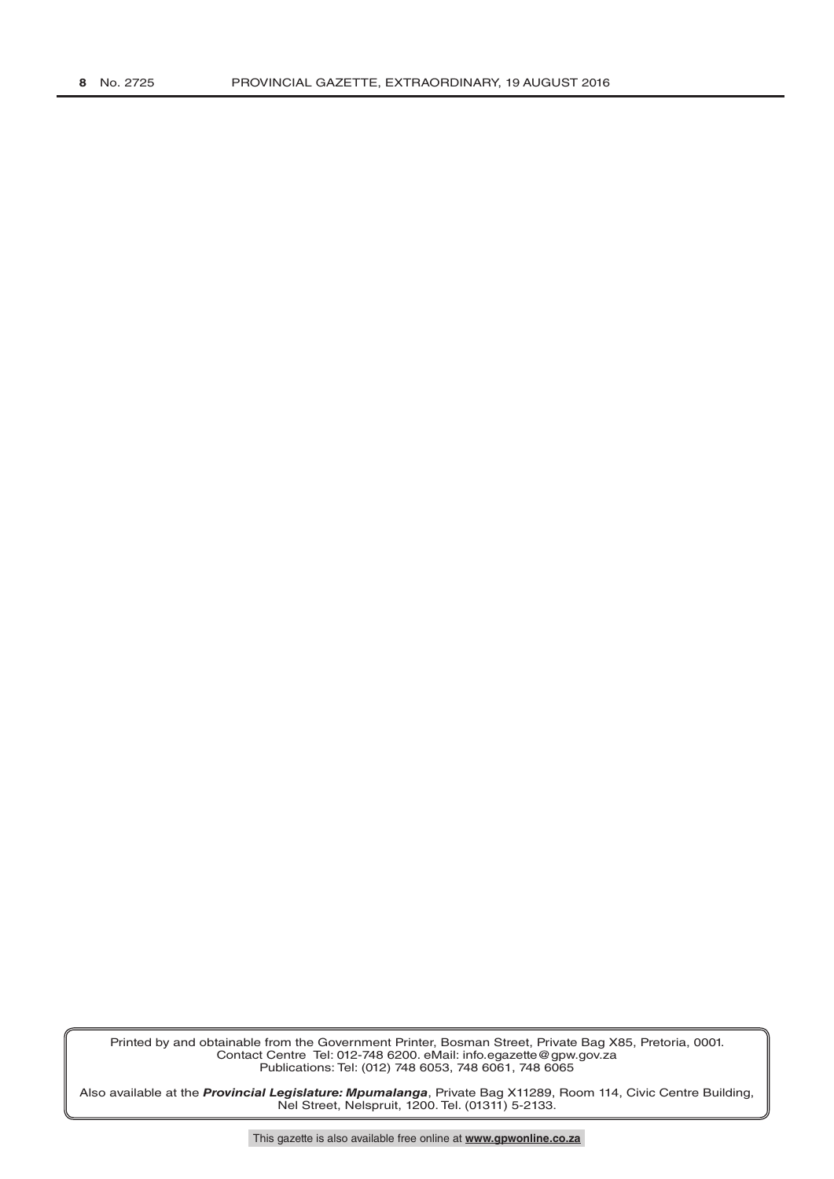Printed by and obtainable from the Government Printer, Bosman Street, Private Bag X85, Pretoria, 0001.
Contact Centre Tel: 012-748 6200. eMail: info.egazette@gpw.gov.za
Publications: Tel: (012) 748 6053, 748 6061, 748 6065

Also available at the ***Provincial Legislature: Mpumalanga***, Private Bag X11289, Room 114, Civic Centre Building, Nel Street, Nelspruit, 1200. Tel. (01311) 5-2133.

This gazette is also available free online at **www.gpwonline.co.za**